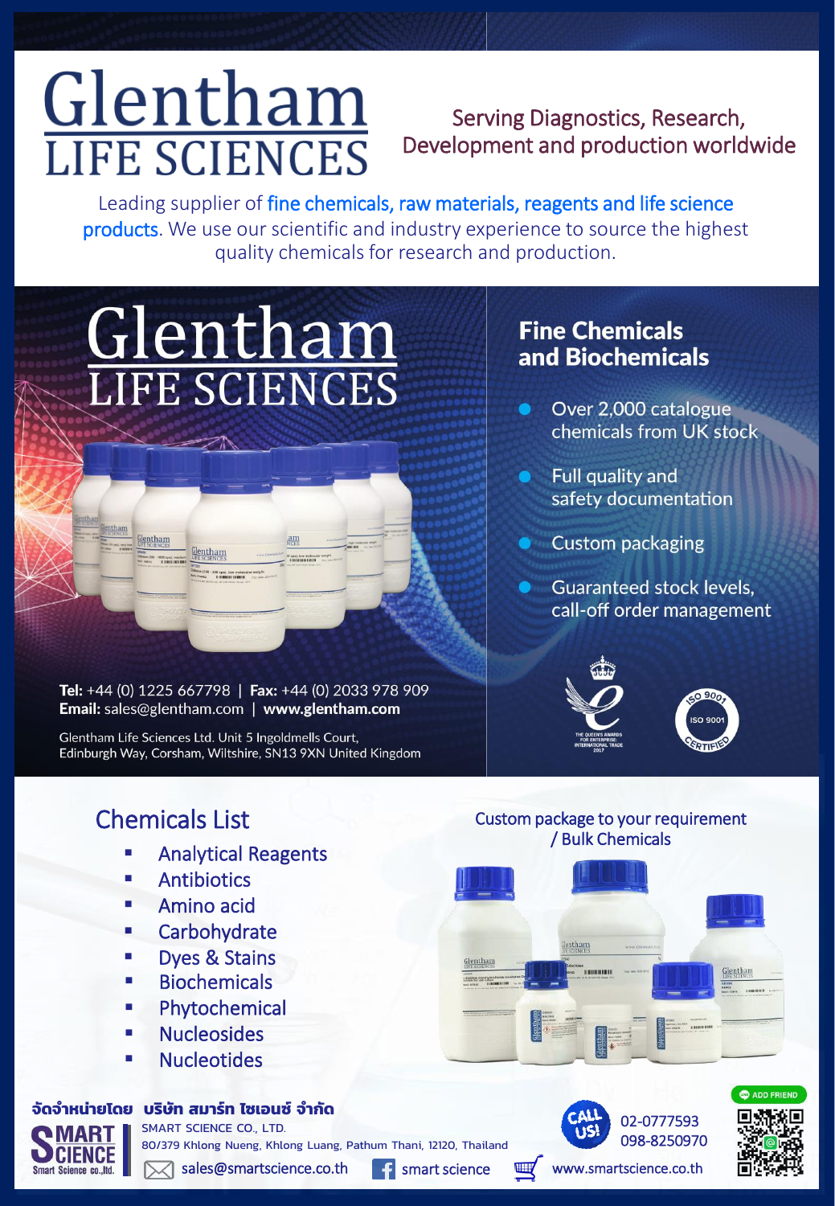# Glentham LIFE SCIENCES

Serving Diagnostics, Research, Development and production worldwide

Leading supplier of fine chemicals, raw materials, reagents and life science products. We use our scientific and industry experience to source the highest quality chemicals for research and production.

## Glentham LIFE SCIENCES

### Fine Chemicals and Biochemicals

- Over 2,000 catalogue chemicals from UK stock
- Full quality and safety documentation
- Custom packaging
- Guaranteed stock levels, call-off order management

**Tel:** +44 (0) 1225 667798 | **Fax:** +44 (0) 2033 978 909
**Email:** sales@glentham.com | **www.glentham.com**

Glentham Life Sciences Ltd. Unit 5 Ingoldmells Court, Edinburgh Way, Corsham, Wiltshire, SN13 9XN United Kingdom

THE QUEEN'S AWARDS FOR ENTERPRISE: INTERNATIONAL TRADE 2017

ISO 9001 CERTIFIED

## Chemicals List

- Analytical Reagents
- Antibiotics
- Amino acid
- Carbohydrate
- Dyes & Stains
- Biochemicals
- Phytochemical
- Nucleosides
- Nucleotides

Custom package to your requirement / Bulk Chemicals

จัดจำหน่ายโดย บริษัท สมาร์ท ไซเอนซ์ จำกัด

SMART SCIENCE CO., LTD.
80/379 Khlong Nueng, Khlong Luang, Pathum Thani, 12120, Thailand

sales@smartscience.co.th | smart science | www.smartscience.co.th

CALL US! 02-0777593 098-8250970

ADD FRIEND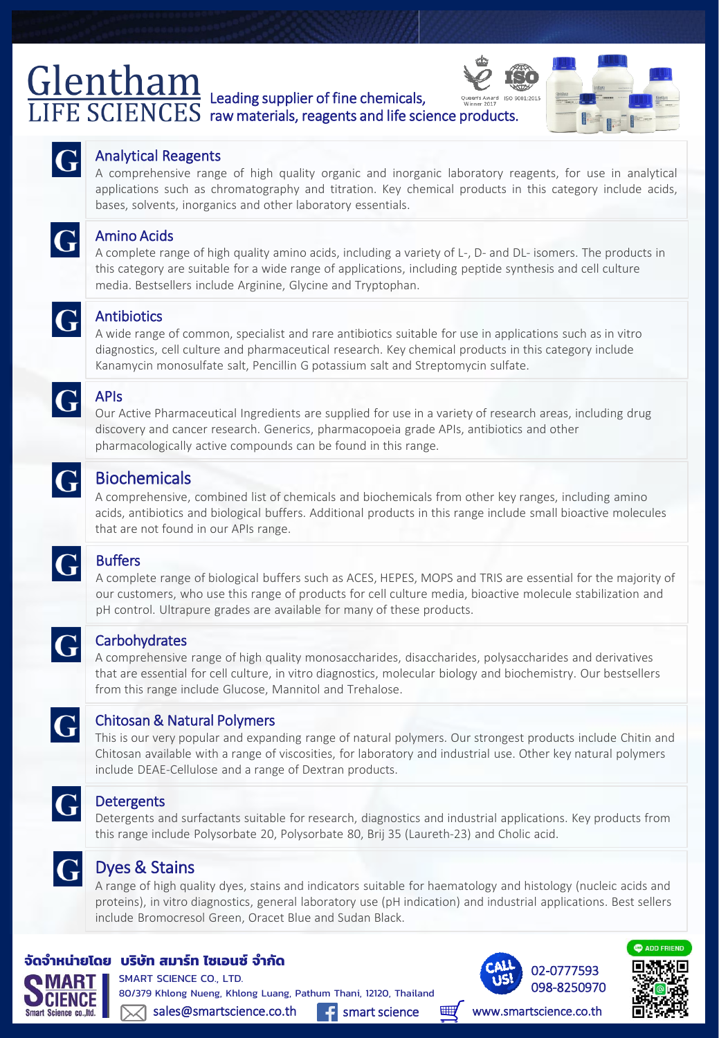# Glentham LIFE SCIENCES

Leading supplier of fine chemicals, raw materials, reagents and life science products.

Queen's Award Winner 2017 ISO 9001:2015

## Analytical Reagents

A comprehensive range of high quality organic and inorganic laboratory reagents, for use in analytical applications such as chromatography and titration. Key chemical products in this category include acids, bases, solvents, inorganics and other laboratory essentials.

## Amino Acids

A complete range of high quality amino acids, including a variety of L-, D- and DL- isomers. The products in this category are suitable for a wide range of applications, including peptide synthesis and cell culture media. Bestsellers include Arginine, Glycine and Tryptophan.

## Antibiotics

A wide range of common, specialist and rare antibiotics suitable for use in applications such as in vitro diagnostics, cell culture and pharmaceutical research. Key chemical products in this category include Kanamycin monosulfate salt, Pencillin G potassium salt and Streptomycin sulfate.

## APIs

Our Active Pharmaceutical Ingredients are supplied for use in a variety of research areas, including drug discovery and cancer research. Generics, pharmacopoeia grade APIs, antibiotics and other pharmacologically active compounds can be found in this range.

## Biochemicals

A comprehensive, combined list of chemicals and biochemicals from other key ranges, including amino acids, antibiotics and biological buffers. Additional products in this range include small bioactive molecules that are not found in our APIs range.

## Buffers

A complete range of biological buffers such as ACES, HEPES, MOPS and TRIS are essential for the majority of our customers, who use this range of products for cell culture media, bioactive molecule stabilization and pH control. Ultrapure grades are available for many of these products.

## Carbohydrates

A comprehensive range of high quality monosaccharides, disaccharides, polysaccharides and derivatives that are essential for cell culture, in vitro diagnostics, molecular biology and biochemistry. Our bestsellers from this range include Glucose, Mannitol and Trehalose.

## Chitosan & Natural Polymers

This is our very popular and expanding range of natural polymers. Our strongest products include Chitin and Chitosan available with a range of viscosities, for laboratory and industrial use. Other key natural polymers include DEAE-Cellulose and a range of Dextran products.

## Detergents

Detergents and surfactants suitable for research, diagnostics and industrial applications. Key products from this range include Polysorbate 20, Polysorbate 80, Brij 35 (Laureth-23) and Cholic acid.

## Dyes & Stains

A range of high quality dyes, stains and indicators suitable for haematology and histology (nucleic acids and proteins), in vitro diagnostics, general laboratory use (pH indication) and industrial applications. Best sellers include Bromocresol Green, Oracet Blue and Sudan Black.

---

**จัดจำหน่ายโดย บริษัท สมาร์ท ไซเอนซ์ จำกัด**

SMART SCIENCE CO., LTD.
80/379 Khlong Nueng, Khlong Luang, Pathum Thani, 12120, Thailand

sales@smartscience.co.th | smart science | www.smartscience.co.th

CALL US! 02-0777593 | 098-8250970

ADD FRIEND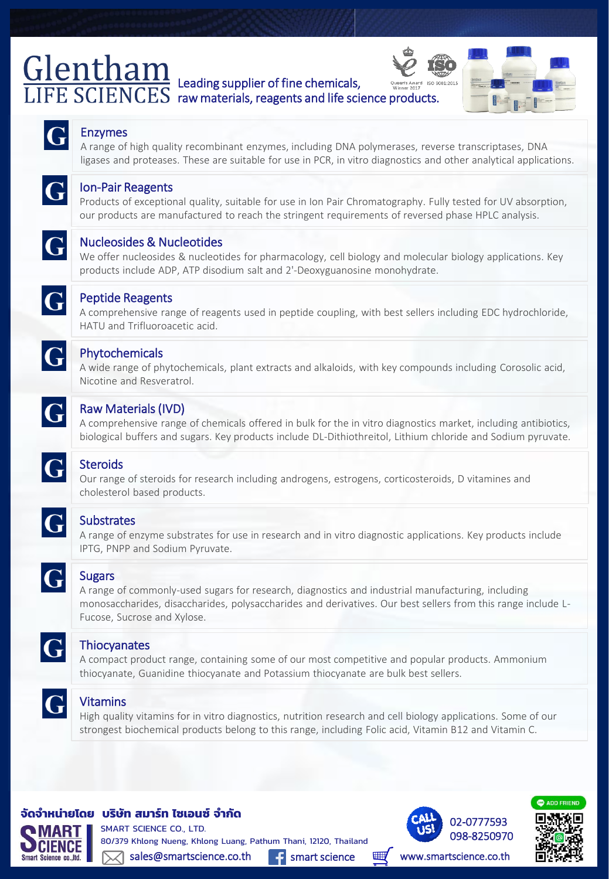# Glentham LIFE SCIENCES

Leading supplier of fine chemicals, raw materials, reagents and life science products.

Queen's Award Winner 2017 ISO 9001:2015

## Enzymes

A range of high quality recombinant enzymes, including DNA polymerases, reverse transcriptases, DNA ligases and proteases. These are suitable for use in PCR, in vitro diagnostics and other analytical applications.

## Ion-Pair Reagents

Products of exceptional quality, suitable for use in Ion Pair Chromatography. Fully tested for UV absorption, our products are manufactured to reach the stringent requirements of reversed phase HPLC analysis.

## Nucleosides & Nucleotides

We offer nucleosides & nucleotides for pharmacology, cell biology and molecular biology applications. Key products include ADP, ATP disodium salt and 2'-Deoxyguanosine monohydrate.

## Peptide Reagents

A comprehensive range of reagents used in peptide coupling, with best sellers including EDC hydrochloride, HATU and Trifluoroacetic acid.

## Phytochemicals

A wide range of phytochemicals, plant extracts and alkaloids, with key compounds including Corosolic acid, Nicotine and Resveratrol.

## Raw Materials (IVD)

A comprehensive range of chemicals offered in bulk for the in vitro diagnostics market, including antibiotics, biological buffers and sugars. Key products include DL-Dithiothreitol, Lithium chloride and Sodium pyruvate.

## Steroids

Our range of steroids for research including androgens, estrogens, corticosteroids, D vitamines and cholesterol based products.

## Substrates

A range of enzyme substrates for use in research and in vitro diagnostic applications. Key products include IPTG, PNPP and Sodium Pyruvate.

## Sugars

A range of commonly-used sugars for research, diagnostics and industrial manufacturing, including monosaccharides, disaccharides, polysaccharides and derivatives. Our best sellers from this range include L-Fucose, Sucrose and Xylose.

## Thiocyanates

A compact product range, containing some of our most competitive and popular products. Ammonium thiocyanate, Guanidine thiocyanate and Potassium thiocyanate are bulk best sellers.

## Vitamins

High quality vitamins for in vitro diagnostics, nutrition research and cell biology applications. Some of our strongest biochemical products belong to this range, including Folic acid, Vitamin B12 and Vitamin C.

---

**จัดจำหน่ายโดย บริษัท สมาร์ท ไซเอนซ์ จำกัด**

SMART SCIENCE CO., LTD.
80/379 Khlong Nueng, Khlong Luang, Pathum Thani, 12120, Thailand

sales@smartscience.co.th | smart science | www.smartscience.co.th

CALL US! 02-0777593 098-8250970

ADD FRIEND